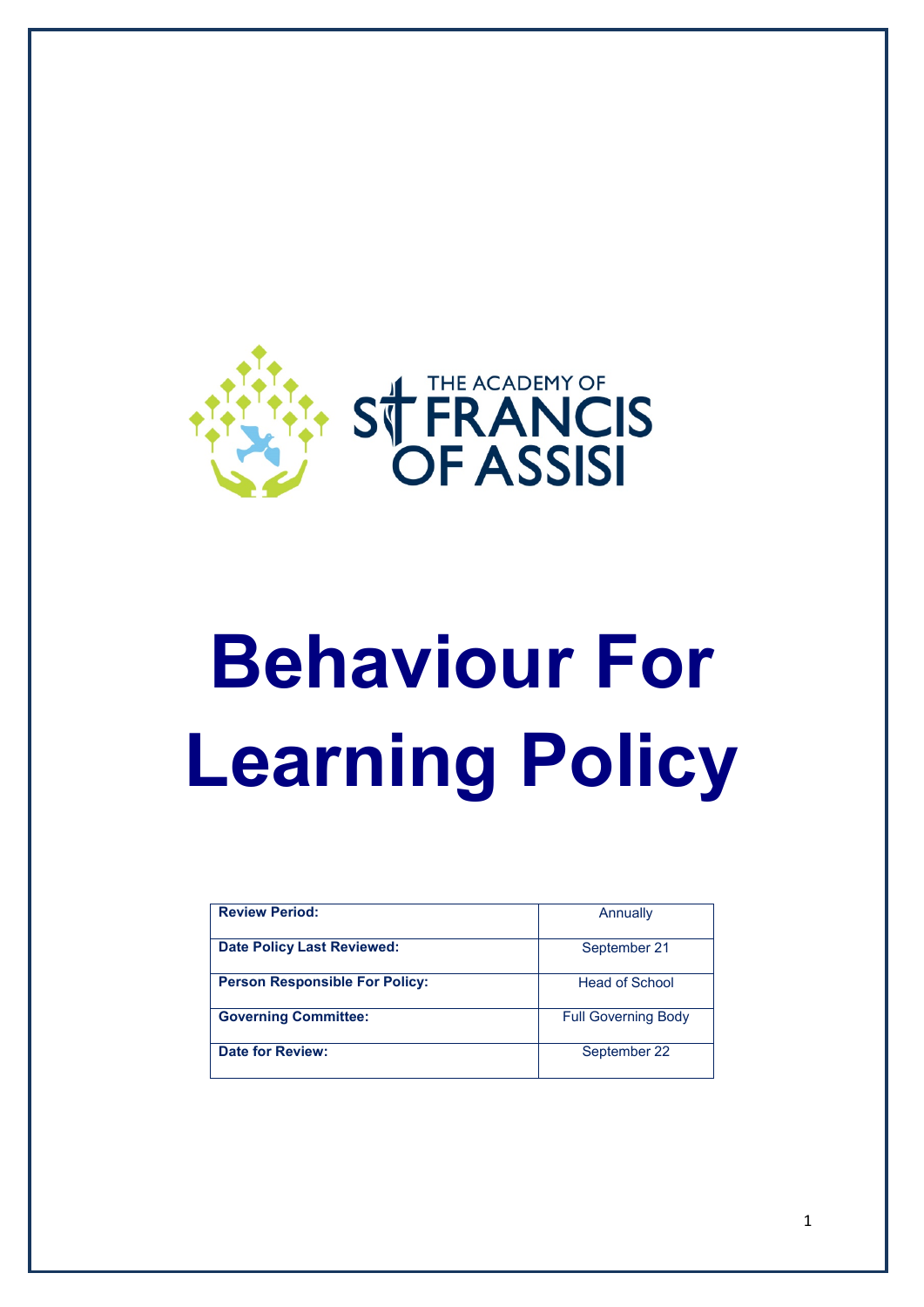THE ACADEMY OF ST FRANCIS OF ASSISI

# Behaviour For Learning Policy

| Review Period: | Annually |
|---|---|
| Date Policy Last Reviewed: | September 21 |
| Person Responsible For Policy: | Head of School |
| Governing Committee: | Full Governing Body |
| Date for Review: | September 22 |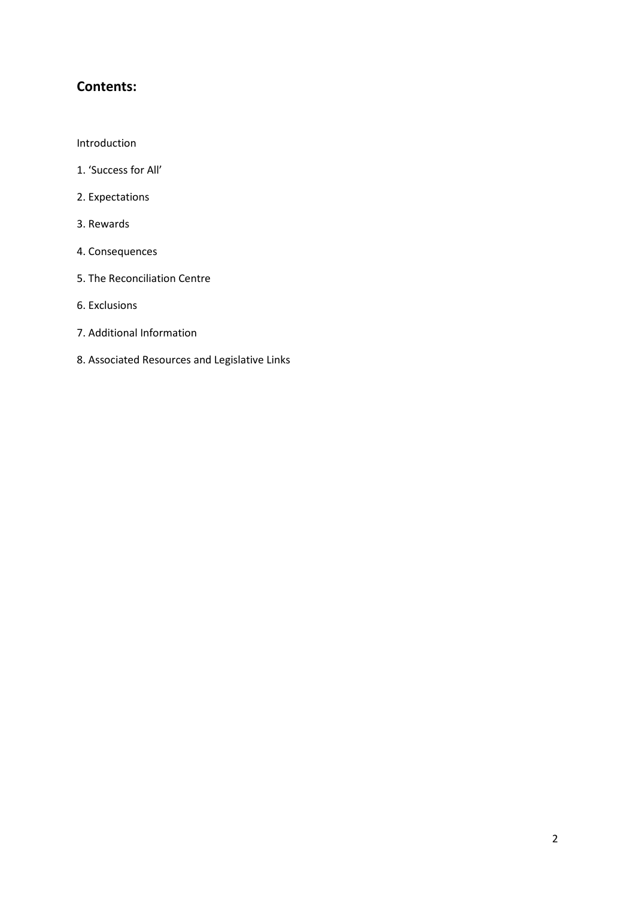## Contents:

Introduction

1. 'Success for All'
2. Expectations
3. Rewards
4. Consequences
5. The Reconciliation Centre
6. Exclusions
7. Additional Information
8. Associated Resources and Legislative Links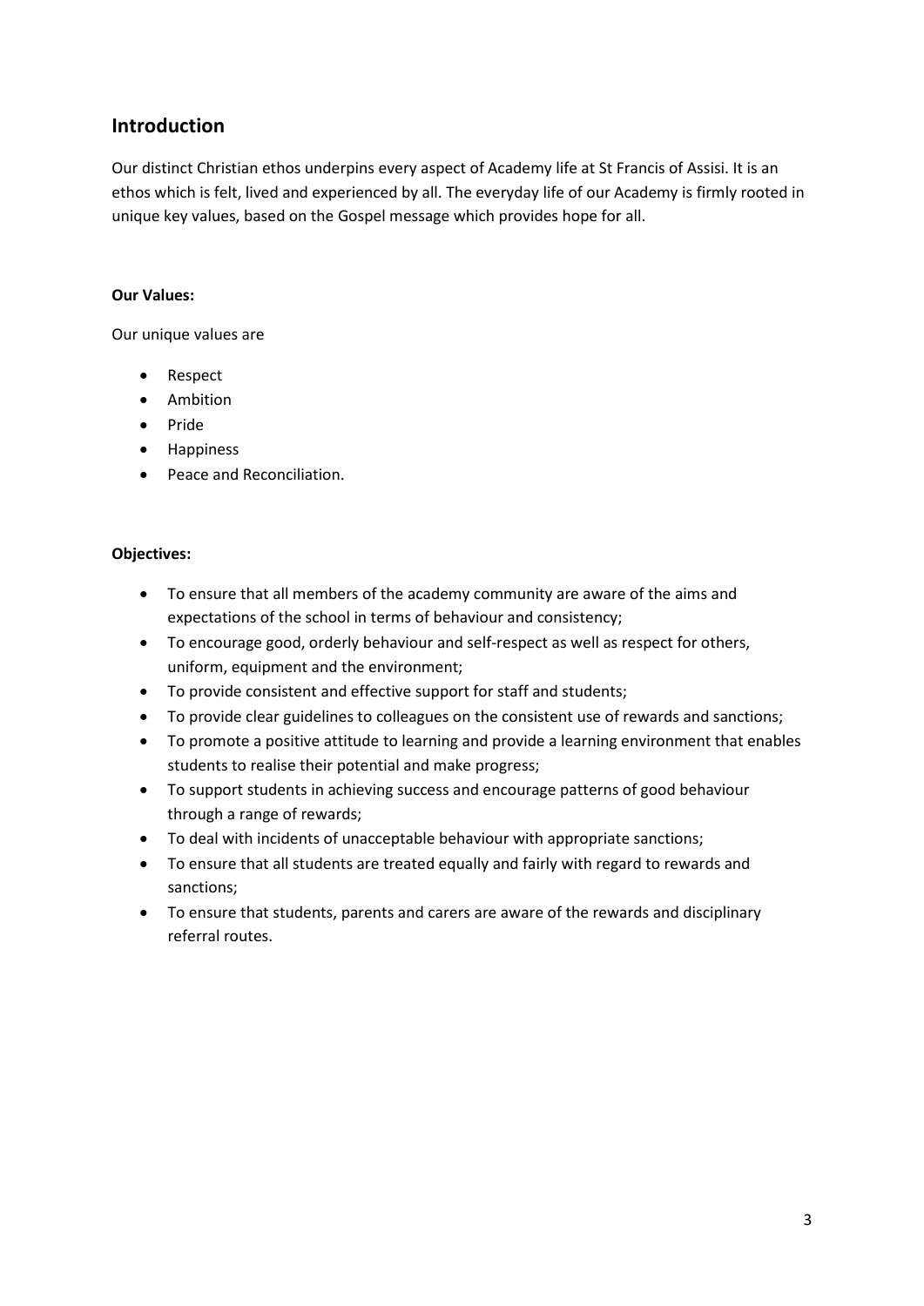## Introduction

Our distinct Christian ethos underpins every aspect of Academy life at St Francis of Assisi. It is an ethos which is felt, lived and experienced by all. The everyday life of our Academy is firmly rooted in unique key values, based on the Gospel message which provides hope for all.

**Our Values:**

Our unique values are

- Respect
- Ambition
- Pride
- Happiness
- Peace and Reconciliation.

**Objectives:**

- To ensure that all members of the academy community are aware of the aims and expectations of the school in terms of behaviour and consistency;
- To encourage good, orderly behaviour and self-respect as well as respect for others, uniform, equipment and the environment;
- To provide consistent and effective support for staff and students;
- To provide clear guidelines to colleagues on the consistent use of rewards and sanctions;
- To promote a positive attitude to learning and provide a learning environment that enables students to realise their potential and make progress;
- To support students in achieving success and encourage patterns of good behaviour through a range of rewards;
- To deal with incidents of unacceptable behaviour with appropriate sanctions;
- To ensure that all students are treated equally and fairly with regard to rewards and sanctions;
- To ensure that students, parents and carers are aware of the rewards and disciplinary referral routes.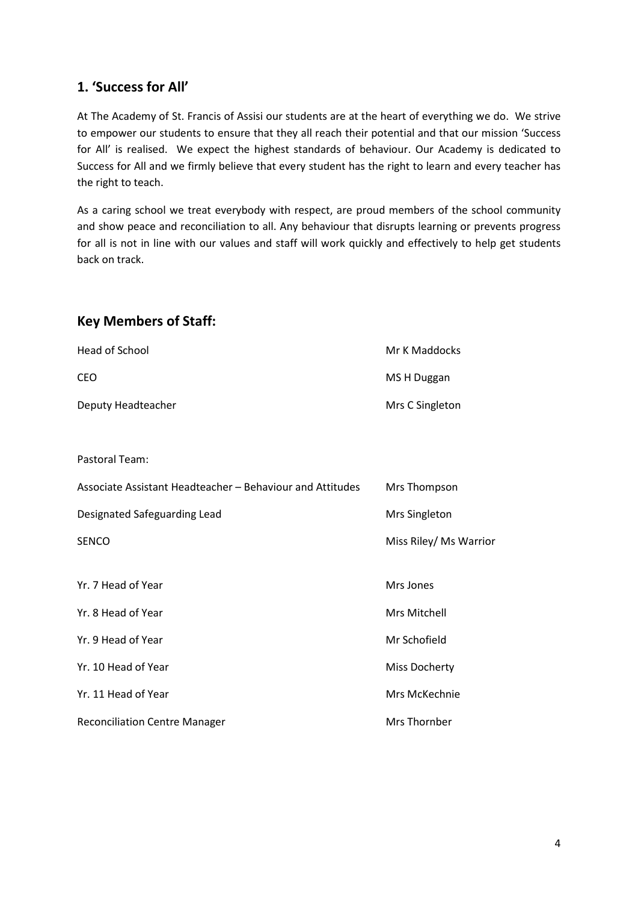## 1. 'Success for All'

At The Academy of St. Francis of Assisi our students are at the heart of everything we do. We strive to empower our students to ensure that they all reach their potential and that our mission 'Success for All' is realised. We expect the highest standards of behaviour. Our Academy is dedicated to Success for All and we firmly believe that every student has the right to learn and every teacher has the right to teach.

As a caring school we treat everybody with respect, are proud members of the school community and show peace and reconciliation to all. Any behaviour that disrupts learning or prevents progress for all is not in line with our values and staff will work quickly and effectively to help get students back on track.

## Key Members of Staff:

| | |
|---|---|
| Head of School | Mr K Maddocks |
| CEO | MS H Duggan |
| Deputy Headteacher | Mrs C Singleton |
| | |
| Pastoral Team: | |
| Associate Assistant Headteacher – Behaviour and Attitudes | Mrs Thompson |
| Designated Safeguarding Lead | Mrs Singleton |
| SENCO | Miss Riley/ Ms Warrior |
| | |
| Yr. 7 Head of Year | Mrs Jones |
| Yr. 8 Head of Year | Mrs Mitchell |
| Yr. 9 Head of Year | Mr Schofield |
| Yr. 10 Head of Year | Miss Docherty |
| Yr. 11 Head of Year | Mrs McKechnie |
| Reconciliation Centre Manager | Mrs Thornber |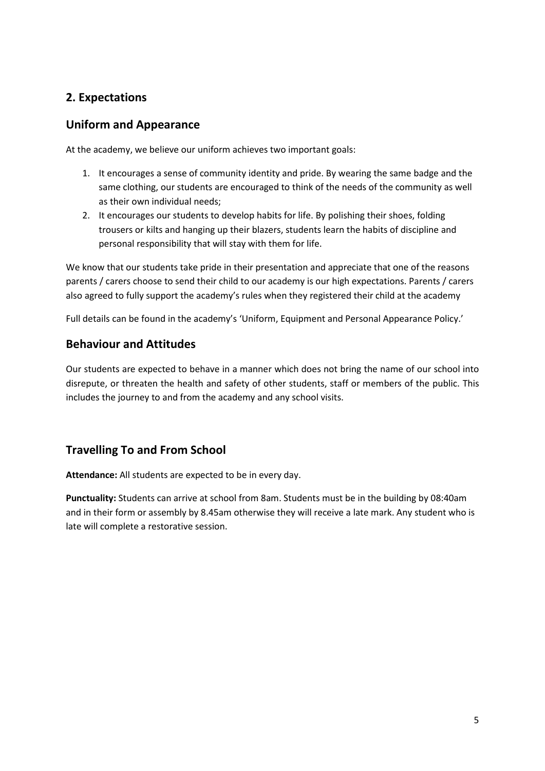## 2. Expectations

## Uniform and Appearance

At the academy, we believe our uniform achieves two important goals:

1. It encourages a sense of community identity and pride. By wearing the same badge and the same clothing, our students are encouraged to think of the needs of the community as well as their own individual needs;
2. It encourages our students to develop habits for life. By polishing their shoes, folding trousers or kilts and hanging up their blazers, students learn the habits of discipline and personal responsibility that will stay with them for life.

We know that our students take pride in their presentation and appreciate that one of the reasons parents / carers choose to send their child to our academy is our high expectations. Parents / carers also agreed to fully support the academy's rules when they registered their child at the academy

Full details can be found in the academy's 'Uniform, Equipment and Personal Appearance Policy.'

## Behaviour and Attitudes

Our students are expected to behave in a manner which does not bring the name of our school into disrepute, or threaten the health and safety of other students, staff or members of the public. This includes the journey to and from the academy and any school visits.

## Travelling To and From School

**Attendance:** All students are expected to be in every day.

**Punctuality:** Students can arrive at school from 8am. Students must be in the building by 08:40am and in their form or assembly by 8.45am otherwise they will receive a late mark. Any student who is late will complete a restorative session.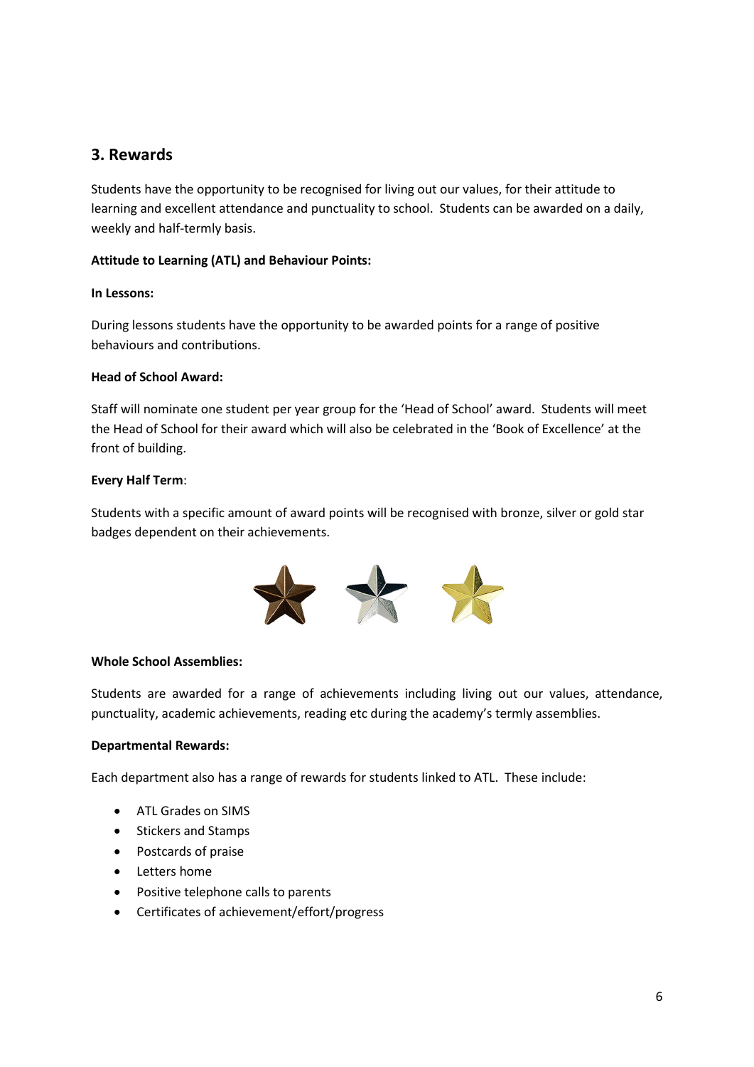## 3. Rewards

Students have the opportunity to be recognised for living out our values, for their attitude to learning and excellent attendance and punctuality to school. Students can be awarded on a daily, weekly and half-termly basis.

**Attitude to Learning (ATL) and Behaviour Points:**

**In Lessons:**

During lessons students have the opportunity to be awarded points for a range of positive behaviours and contributions.

**Head of School Award:**

Staff will nominate one student per year group for the 'Head of School' award. Students will meet the Head of School for their award which will also be celebrated in the 'Book of Excellence' at the front of building.

**Every Half Term**:

Students with a specific amount of award points will be recognised with bronze, silver or gold star badges dependent on their achievements.

**Whole School Assemblies:**

Students are awarded for a range of achievements including living out our values, attendance, punctuality, academic achievements, reading etc during the academy's termly assemblies.

**Departmental Rewards:**

Each department also has a range of rewards for students linked to ATL. These include:

- ATL Grades on SIMS
- Stickers and Stamps
- Postcards of praise
- Letters home
- Positive telephone calls to parents
- Certificates of achievement/effort/progress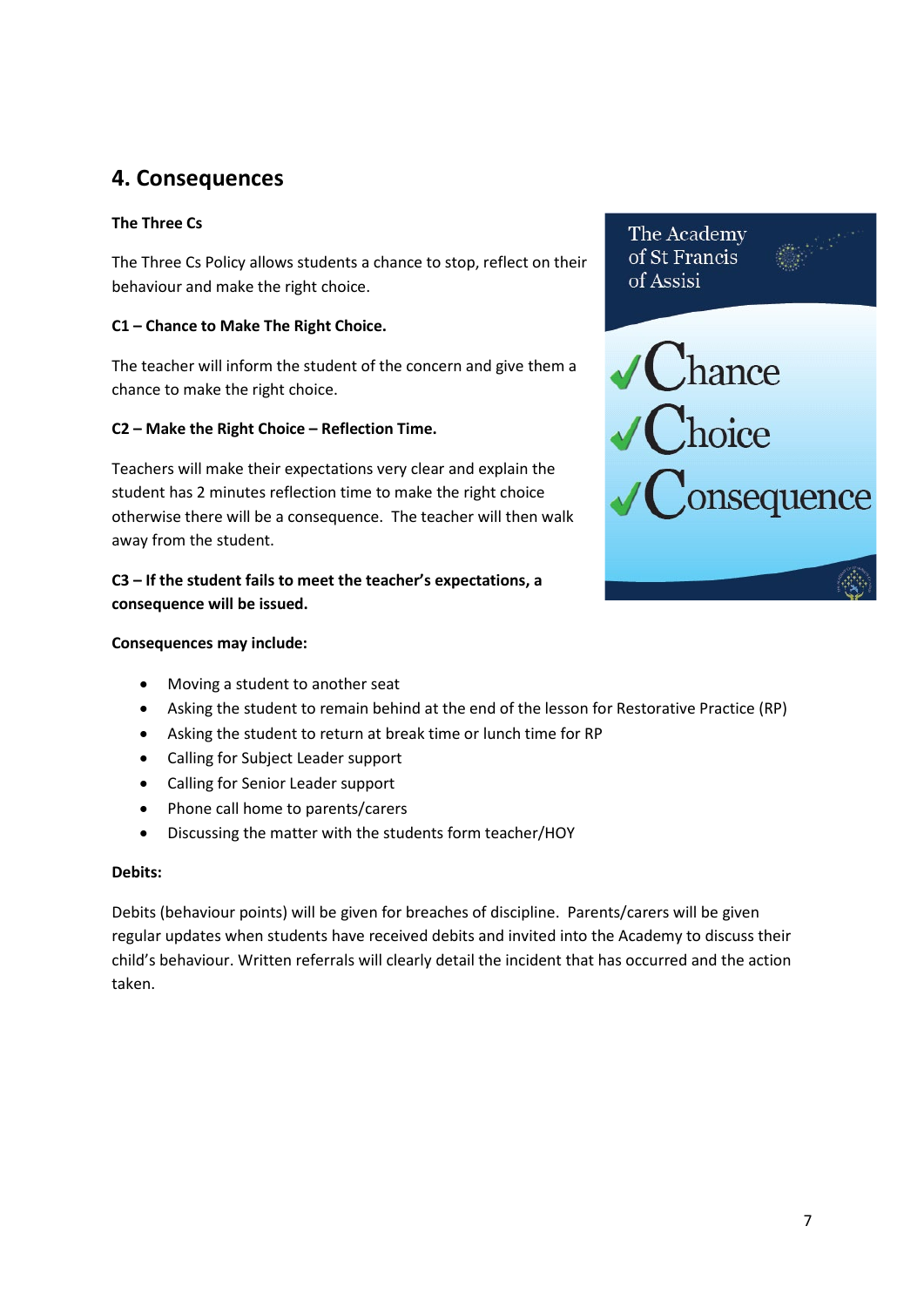## 4. Consequences

**The Three Cs**

The Three Cs Policy allows students a chance to stop, reflect on their behaviour and make the right choice.

**C1 – Chance to Make The Right Choice.**

The teacher will inform the student of the concern and give them a chance to make the right choice.

**C2 – Make the Right Choice – Reflection Time.**

Teachers will make their expectations very clear and explain the student has 2 minutes reflection time to make the right choice otherwise there will be a consequence. The teacher will then walk away from the student.

**C3 – If the student fails to meet the teacher's expectations, a consequence will be issued.**

**Consequences may include:**

- Moving a student to another seat
- Asking the student to remain behind at the end of the lesson for Restorative Practice (RP)
- Asking the student to return at break time or lunch time for RP
- Calling for Subject Leader support
- Calling for Senior Leader support
- Phone call home to parents/carers
- Discussing the matter with the students form teacher/HOY

**Debits:**

Debits (behaviour points) will be given for breaches of discipline. Parents/carers will be given regular updates when students have received debits and invited into the Academy to discuss their child's behaviour. Written referrals will clearly detail the incident that has occurred and the action taken.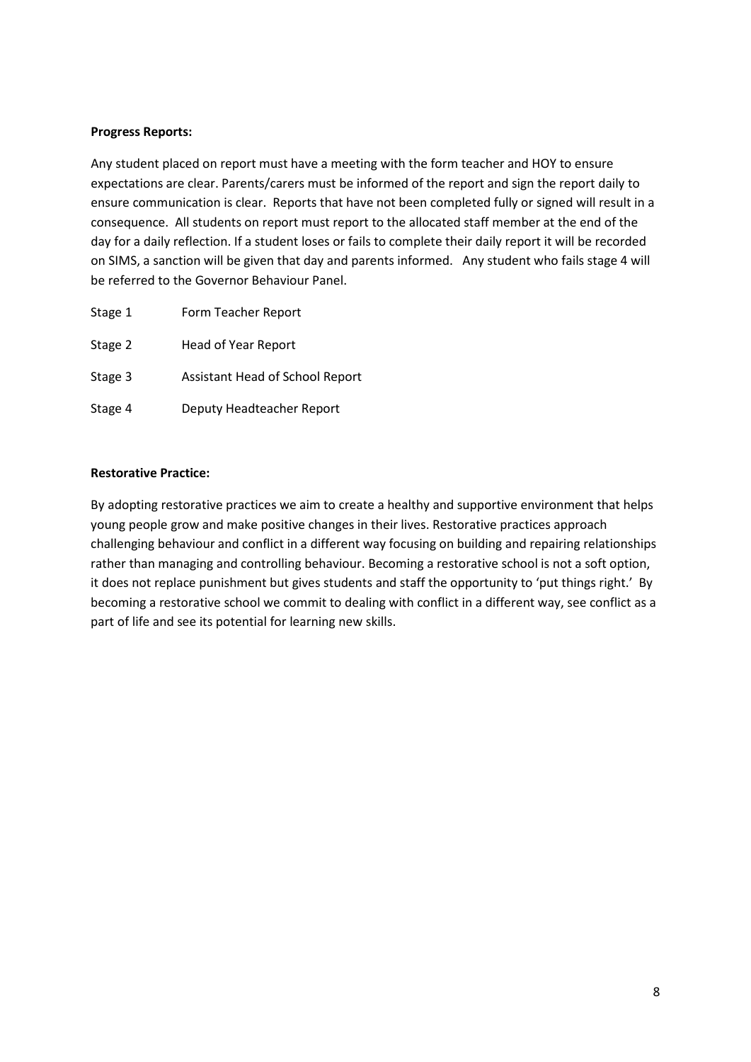**Progress Reports:**

Any student placed on report must have a meeting with the form teacher and HOY to ensure expectations are clear. Parents/carers must be informed of the report and sign the report daily to ensure communication is clear. Reports that have not been completed fully or signed will result in a consequence. All students on report must report to the allocated staff member at the end of the day for a daily reflection. If a student loses or fails to complete their daily report it will be recorded on SIMS, a sanction will be given that day and parents informed. Any student who fails stage 4 will be referred to the Governor Behaviour Panel.

| | |
|---|---|
| Stage 1 | Form Teacher Report |
| Stage 2 | Head of Year Report |
| Stage 3 | Assistant Head of School Report |
| Stage 4 | Deputy Headteacher Report |

**Restorative Practice:**

By adopting restorative practices we aim to create a healthy and supportive environment that helps young people grow and make positive changes in their lives. Restorative practices approach challenging behaviour and conflict in a different way focusing on building and repairing relationships rather than managing and controlling behaviour. Becoming a restorative school is not a soft option, it does not replace punishment but gives students and staff the opportunity to 'put things right.' By becoming a restorative school we commit to dealing with conflict in a different way, see conflict as a part of life and see its potential for learning new skills.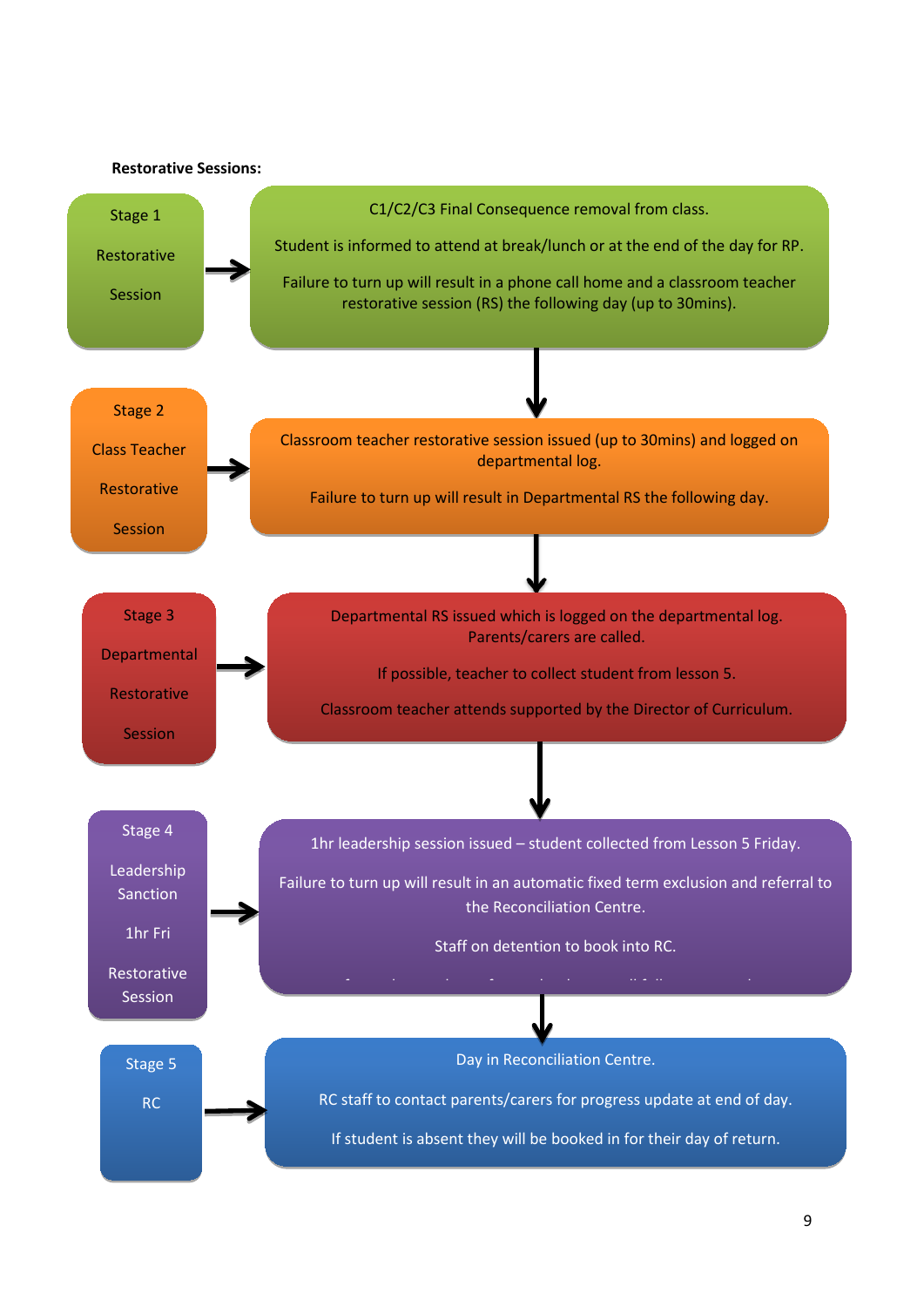**Restorative Sessions:**

| Stage | Details |
|---|---|
| Stage 1 Restorative Session | C1/C2/C3 Final Consequence removal from class. Student is informed to attend at break/lunch or at the end of the day for RP. Failure to turn up will result in a phone call home and a classroom teacher restorative session (RS) the following day (up to 30mins). |
| Stage 2 Class Teacher Restorative Session | Classroom teacher restorative session issued (up to 30mins) and logged on departmental log. Failure to turn up will result in Departmental RS the following day. |
| Stage 3 Departmental Restorative Session | Departmental RS issued which is logged on the departmental log. Parents/carers are called. If possible, teacher to collect student from lesson 5. Classroom teacher attends supported by the Director of Curriculum. |
| Stage 4 Leadership Sanction 1hr Fri Restorative Session | 1hr leadership session issued – student collected from Lesson 5 Friday. Failure to turn up will result in an automatic fixed term exclusion and referral to the Reconciliation Centre. Staff on detention to book into RC. |
| Stage 5 RC | Day in Reconciliation Centre. RC staff to contact parents/carers for progress update at end of day. If student is absent they will be booked in for their day of return. |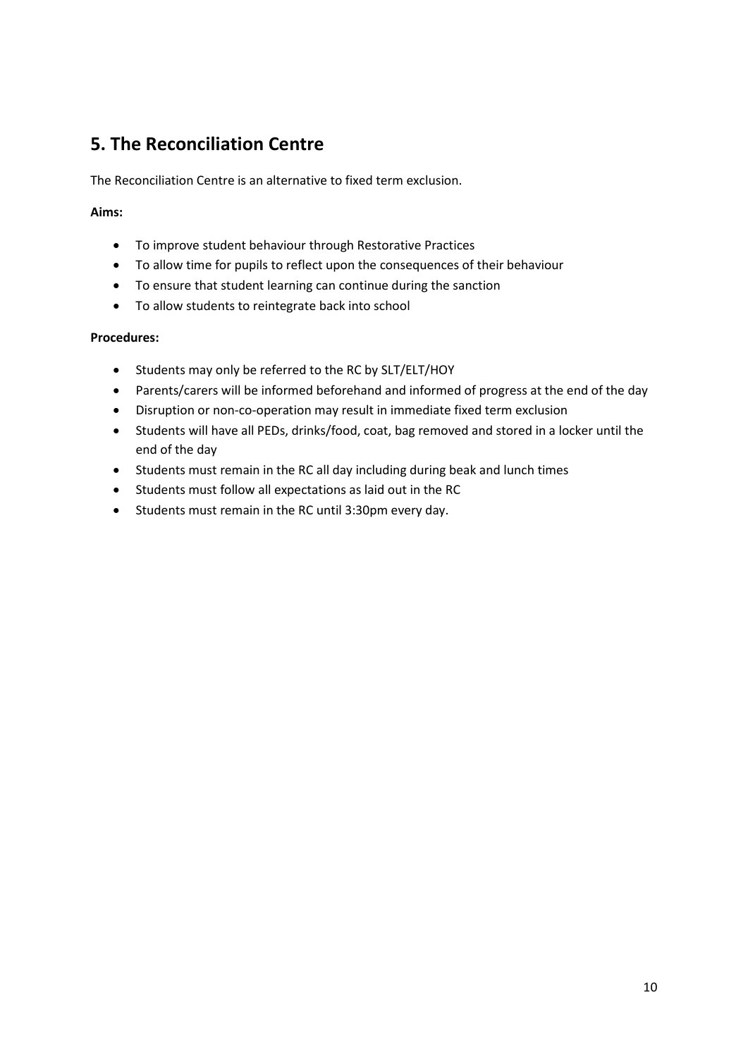## 5. The Reconciliation Centre

The Reconciliation Centre is an alternative to fixed term exclusion.

**Aims:**

- To improve student behaviour through Restorative Practices
- To allow time for pupils to reflect upon the consequences of their behaviour
- To ensure that student learning can continue during the sanction
- To allow students to reintegrate back into school

**Procedures:**

- Students may only be referred to the RC by SLT/ELT/HOY
- Parents/carers will be informed beforehand and informed of progress at the end of the day
- Disruption or non-co-operation may result in immediate fixed term exclusion
- Students will have all PEDs, drinks/food, coat, bag removed and stored in a locker until the end of the day
- Students must remain in the RC all day including during beak and lunch times
- Students must follow all expectations as laid out in the RC
- Students must remain in the RC until 3:30pm every day.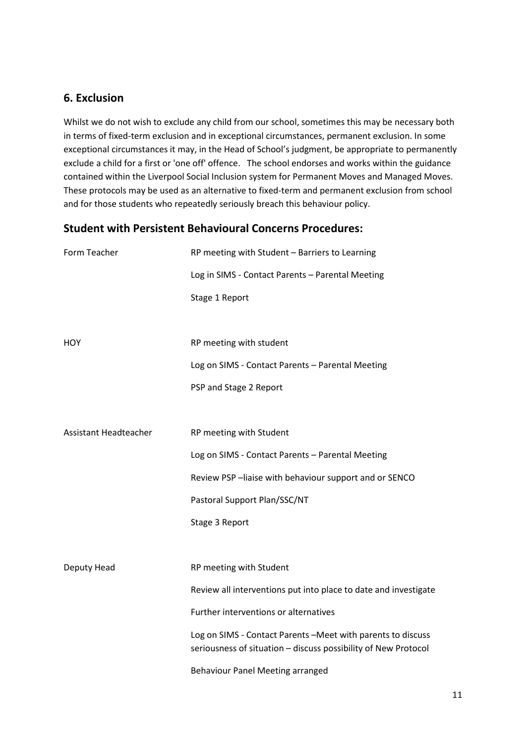## 6. Exclusion

Whilst we do not wish to exclude any child from our school, sometimes this may be necessary both in terms of fixed-term exclusion and in exceptional circumstances, permanent exclusion. In some exceptional circumstances it may, in the Head of School's judgment, be appropriate to permanently exclude a child for a first or 'one off' offence. The school endorses and works within the guidance contained within the Liverpool Social Inclusion system for Permanent Moves and Managed Moves. These protocols may be used as an alternative to fixed-term and permanent exclusion from school and for those students who repeatedly seriously breach this behaviour policy.

## Student with Persistent Behavioural Concerns Procedures:

| | |
|---|---|
| Form Teacher | RP meeting with Student – Barriers to Learning |
| | Log in SIMS - Contact Parents – Parental Meeting |
| | Stage 1 Report |
| HOY | RP meeting with student |
| | Log on SIMS - Contact Parents – Parental Meeting |
| | PSP and Stage 2 Report |
| Assistant Headteacher | RP meeting with Student |
| | Log on SIMS - Contact Parents – Parental Meeting |
| | Review PSP –liaise with behaviour support and or SENCO |
| | Pastoral Support Plan/SSC/NT |
| | Stage 3 Report |
| Deputy Head | RP meeting with Student |
| | Review all interventions put into place to date and investigate |
| | Further interventions or alternatives |
| | Log on SIMS - Contact Parents –Meet with parents to discuss seriousness of situation – discuss possibility of New Protocol |
| | Behaviour Panel Meeting arranged |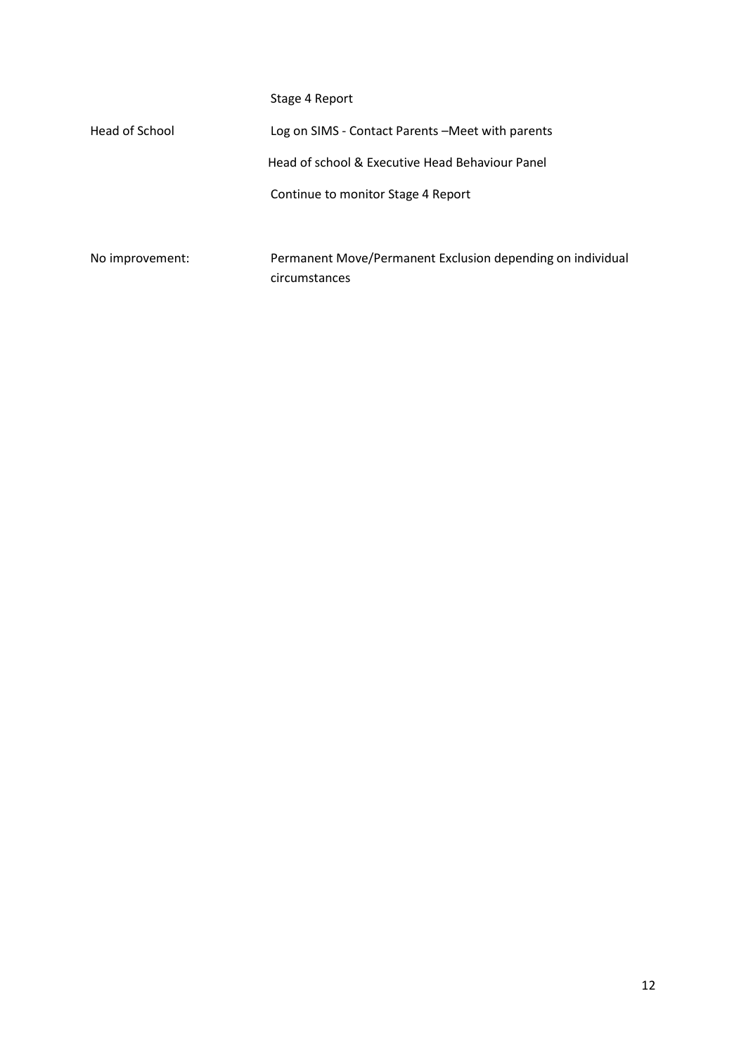| | |
|---|---|
| | Stage 4 Report |
| Head of School | Log on SIMS - Contact Parents –Meet with parents |
| | Head of school & Executive Head Behaviour Panel |
| | Continue to monitor Stage 4 Report |
| | |
| No improvement: | Permanent Move/Permanent Exclusion depending on individual circumstances |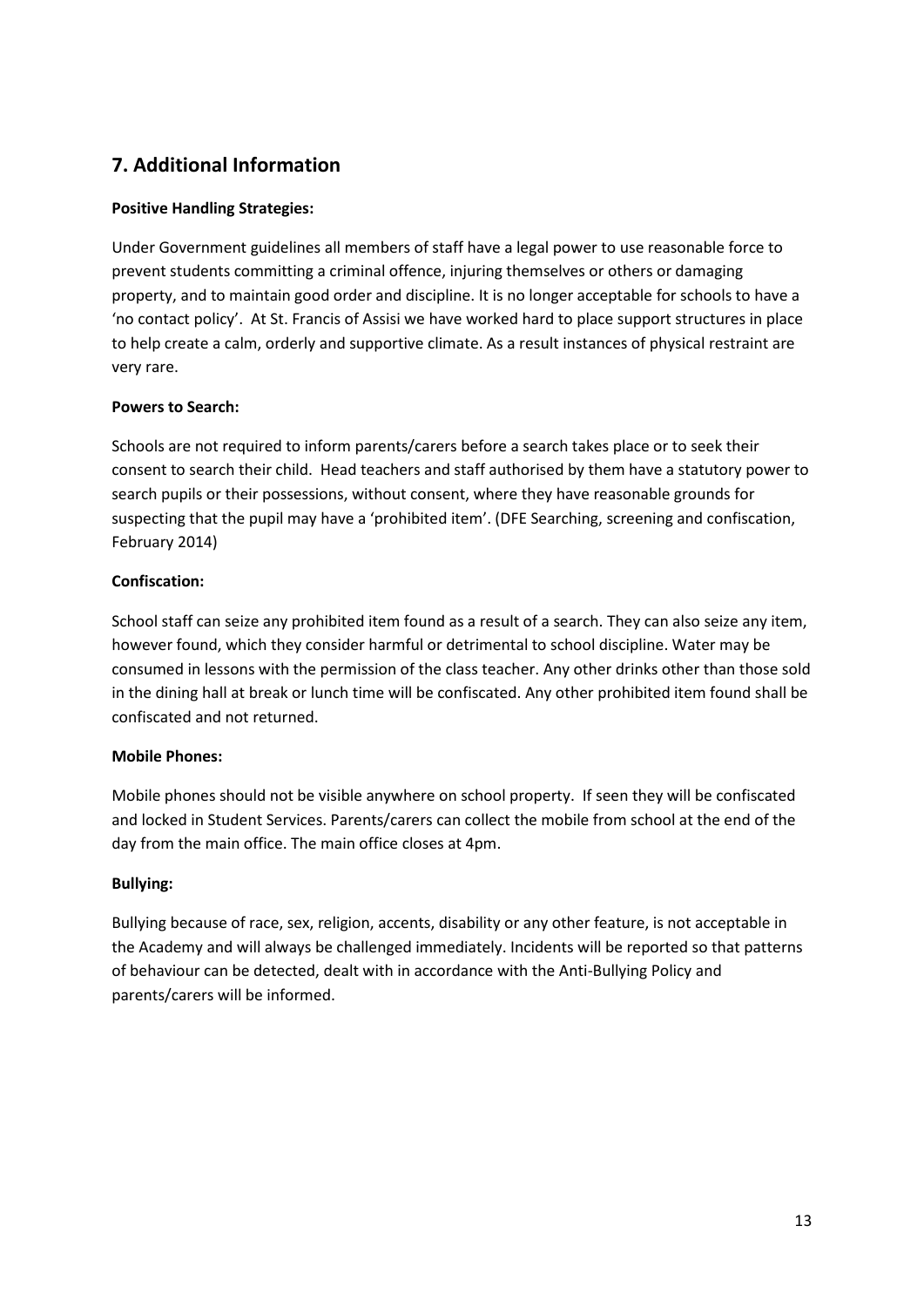## 7. Additional Information

**Positive Handling Strategies:**

Under Government guidelines all members of staff have a legal power to use reasonable force to prevent students committing a criminal offence, injuring themselves or others or damaging property, and to maintain good order and discipline. It is no longer acceptable for schools to have a 'no contact policy'. At St. Francis of Assisi we have worked hard to place support structures in place to help create a calm, orderly and supportive climate. As a result instances of physical restraint are very rare.

**Powers to Search:**

Schools are not required to inform parents/carers before a search takes place or to seek their consent to search their child. Head teachers and staff authorised by them have a statutory power to search pupils or their possessions, without consent, where they have reasonable grounds for suspecting that the pupil may have a 'prohibited item'. (DFE Searching, screening and confiscation, February 2014)

**Confiscation:**

School staff can seize any prohibited item found as a result of a search. They can also seize any item, however found, which they consider harmful or detrimental to school discipline. Water may be consumed in lessons with the permission of the class teacher. Any other drinks other than those sold in the dining hall at break or lunch time will be confiscated. Any other prohibited item found shall be confiscated and not returned.

**Mobile Phones:**

Mobile phones should not be visible anywhere on school property. If seen they will be confiscated and locked in Student Services. Parents/carers can collect the mobile from school at the end of the day from the main office. The main office closes at 4pm.

**Bullying:**

Bullying because of race, sex, religion, accents, disability or any other feature, is not acceptable in the Academy and will always be challenged immediately. Incidents will be reported so that patterns of behaviour can be detected, dealt with in accordance with the Anti-Bullying Policy and parents/carers will be informed.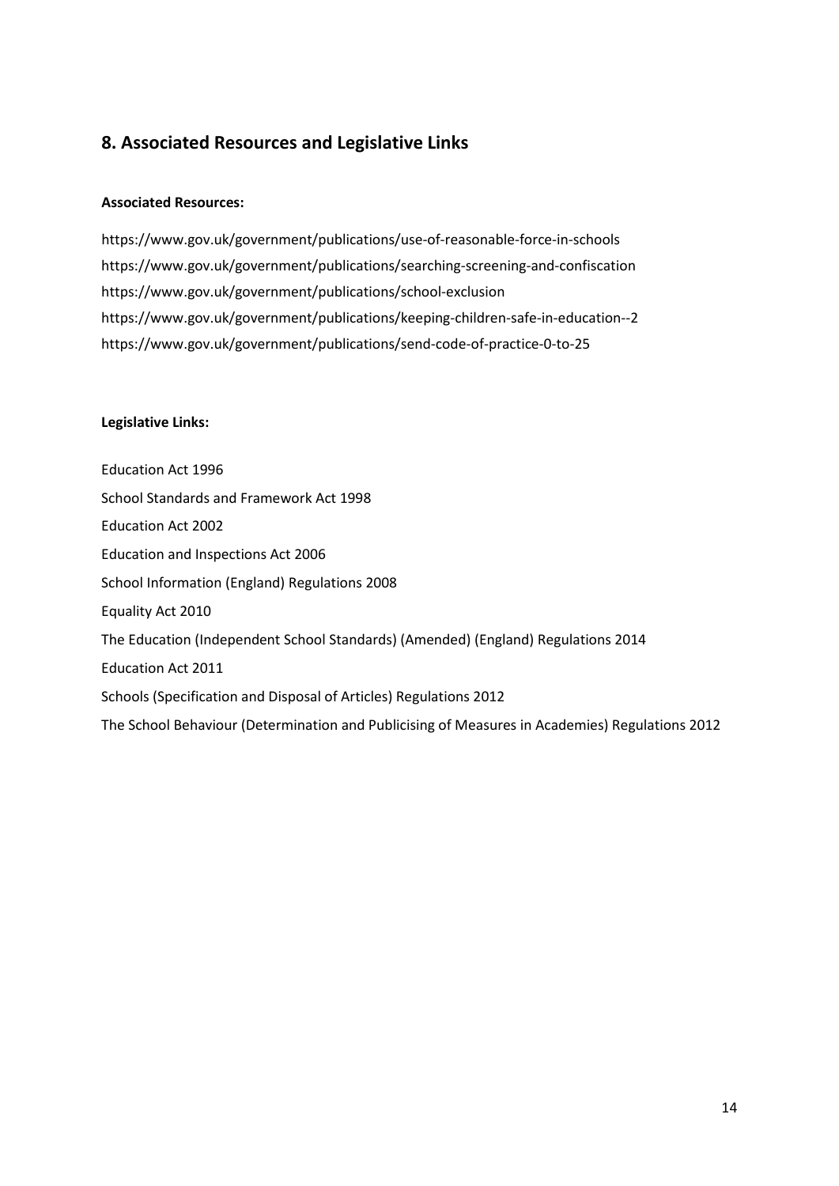## 8. Associated Resources and Legislative Links

**Associated Resources:**

https://www.gov.uk/government/publications/use-of-reasonable-force-in-schools
https://www.gov.uk/government/publications/searching-screening-and-confiscation
https://www.gov.uk/government/publications/school-exclusion
https://www.gov.uk/government/publications/keeping-children-safe-in-education--2
https://www.gov.uk/government/publications/send-code-of-practice-0-to-25

**Legislative Links:**

Education Act 1996

School Standards and Framework Act 1998

Education Act 2002

Education and Inspections Act 2006

School Information (England) Regulations 2008

Equality Act 2010

The Education (Independent School Standards) (Amended) (England) Regulations 2014

Education Act 2011

Schools (Specification and Disposal of Articles) Regulations 2012

The School Behaviour (Determination and Publicising of Measures in Academies) Regulations 2012